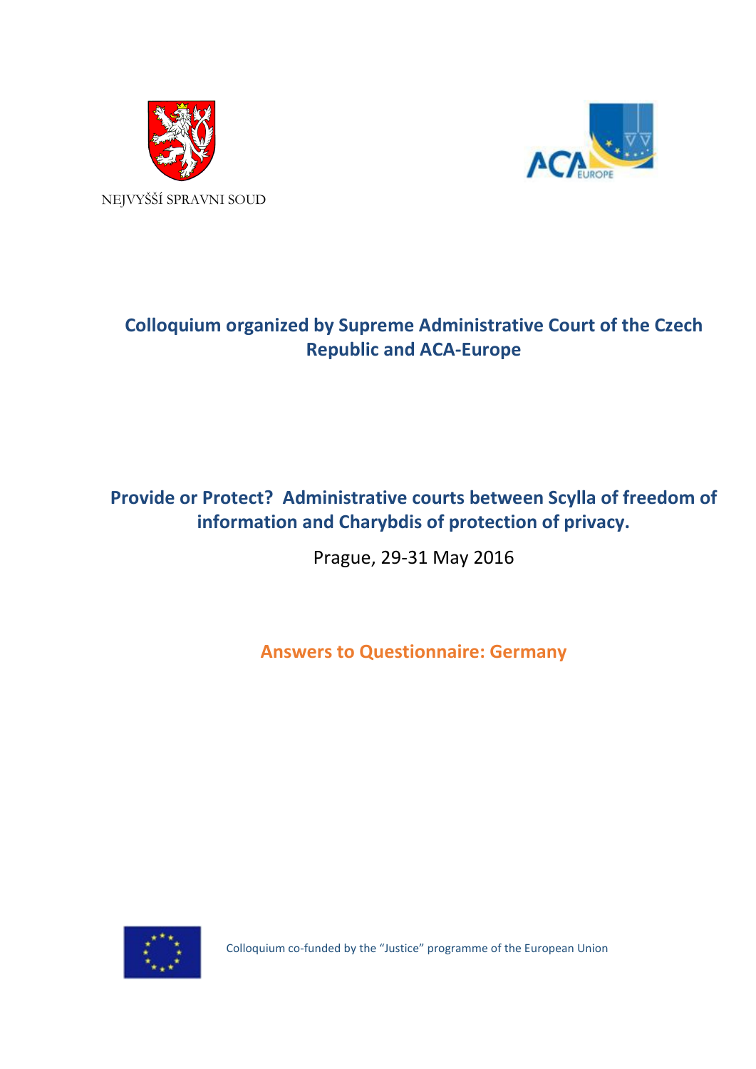NEJVYŠŠÍ SPRAVNI SOUD

**Colloquium organized by Supreme Administrative Court of the Czech Republic and ACA-Europe**

**Provide or Protect? Administrative courts between Scylla of freedom of information and Charybdis of protection of privacy.**

Prague, 29-31 May 2016

## Answers to Questionnaire: Germany

Colloquium co-funded by the "Justice" programme of the European Union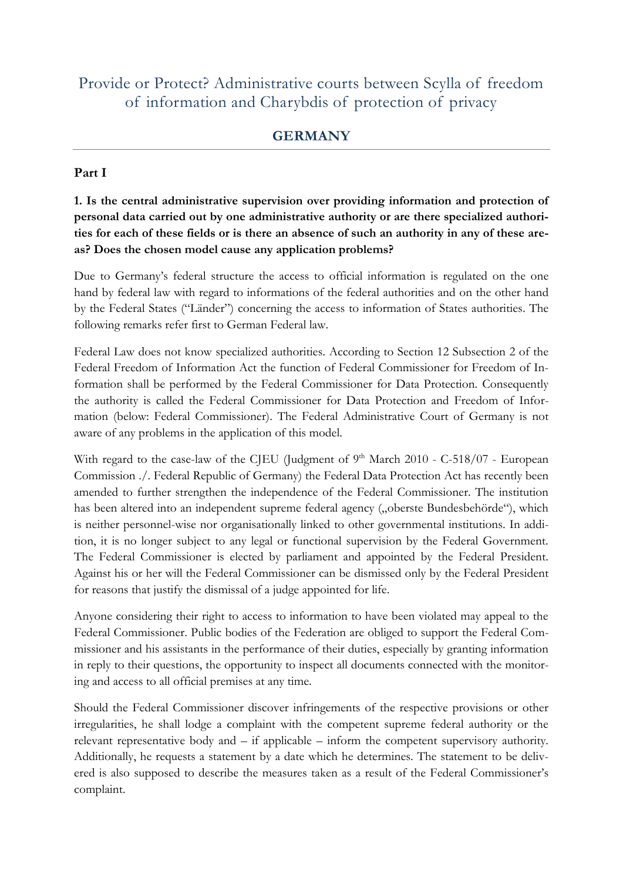# Provide or Protect? Administrative courts between Scylla of freedom of information and Charybdis of protection of privacy

## GERMANY

### Part I

**1. Is the central administrative supervision over providing information and protection of personal data carried out by one administrative authority or are there specialized authorities for each of these fields or is there an absence of such an authority in any of these areas? Does the chosen model cause any application problems?**

Due to Germany's federal structure the access to official information is regulated on the one hand by federal law with regard to informations of the federal authorities and on the other hand by the Federal States ("Länder") concerning the access to information of States authorities. The following remarks refer first to German Federal law.

Federal Law does not know specialized authorities. According to Section 12 Subsection 2 of the Federal Freedom of Information Act the function of Federal Commissioner for Freedom of Information shall be performed by the Federal Commissioner for Data Protection. Consequently the authority is called the Federal Commissioner for Data Protection and Freedom of Information (below: Federal Commissioner). The Federal Administrative Court of Germany is not aware of any problems in the application of this model.

With regard to the case-law of the CJEU (Judgment of 9th March 2010 - C-518/07 - European Commission ./. Federal Republic of Germany) the Federal Data Protection Act has recently been amended to further strengthen the independence of the Federal Commissioner. The institution has been altered into an independent supreme federal agency („oberste Bundesbehörde"), which is neither personnel-wise nor organisationally linked to other governmental institutions. In addition, it is no longer subject to any legal or functional supervision by the Federal Government. The Federal Commissioner is elected by parliament and appointed by the Federal President. Against his or her will the Federal Commissioner can be dismissed only by the Federal President for reasons that justify the dismissal of a judge appointed for life.

Anyone considering their right to access to information to have been violated may appeal to the Federal Commissioner. Public bodies of the Federation are obliged to support the Federal Commissioner and his assistants in the performance of their duties, especially by granting information in reply to their questions, the opportunity to inspect all documents connected with the monitoring and access to all official premises at any time.

Should the Federal Commissioner discover infringements of the respective provisions or other irregularities, he shall lodge a complaint with the competent supreme federal authority or the relevant representative body and – if applicable – inform the competent supervisory authority. Additionally, he requests a statement by a date which he determines. The statement to be delivered is also supposed to describe the measures taken as a result of the Federal Commissioner's complaint.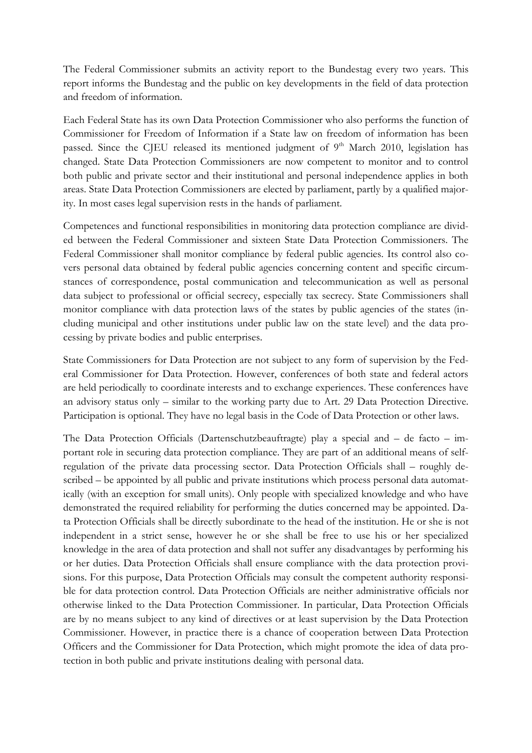The Federal Commissioner submits an activity report to the Bundestag every two years. This report informs the Bundestag and the public on key developments in the field of data protection and freedom of information.

Each Federal State has its own Data Protection Commissioner who also performs the function of Commissioner for Freedom of Information if a State law on freedom of information has been passed. Since the CJEU released its mentioned judgment of 9th March 2010, legislation has changed. State Data Protection Commissioners are now competent to monitor and to control both public and private sector and their institutional and personal independence applies in both areas. State Data Protection Commissioners are elected by parliament, partly by a qualified majority. In most cases legal supervision rests in the hands of parliament.

Competences and functional responsibilities in monitoring data protection compliance are divided between the Federal Commissioner and sixteen State Data Protection Commissioners. The Federal Commissioner shall monitor compliance by federal public agencies. Its control also covers personal data obtained by federal public agencies concerning content and specific circumstances of correspondence, postal communication and telecommunication as well as personal data subject to professional or official secrecy, especially tax secrecy. State Commissioners shall monitor compliance with data protection laws of the states by public agencies of the states (including municipal and other institutions under public law on the state level) and the data processing by private bodies and public enterprises.

State Commissioners for Data Protection are not subject to any form of supervision by the Federal Commissioner for Data Protection. However, conferences of both state and federal actors are held periodically to coordinate interests and to exchange experiences. These conferences have an advisory status only – similar to the working party due to Art. 29 Data Protection Directive. Participation is optional. They have no legal basis in the Code of Data Protection or other laws.

The Data Protection Officials (Dartenschutzbeauftragte) play a special and – de facto – important role in securing data protection compliance. They are part of an additional means of self-regulation of the private data processing sector. Data Protection Officials shall – roughly described – be appointed by all public and private institutions which process personal data automatically (with an exception for small units). Only people with specialized knowledge and who have demonstrated the required reliability for performing the duties concerned may be appointed. Data Protection Officials shall be directly subordinate to the head of the institution. He or she is not independent in a strict sense, however he or she shall be free to use his or her specialized knowledge in the area of data protection and shall not suffer any disadvantages by performing his or her duties. Data Protection Officials shall ensure compliance with the data protection provisions. For this purpose, Data Protection Officials may consult the competent authority responsible for data protection control. Data Protection Officials are neither administrative officials nor otherwise linked to the Data Protection Commissioner. In particular, Data Protection Officials are by no means subject to any kind of directives or at least supervision by the Data Protection Commissioner. However, in practice there is a chance of cooperation between Data Protection Officers and the Commissioner for Data Protection, which might promote the idea of data protection in both public and private institutions dealing with personal data.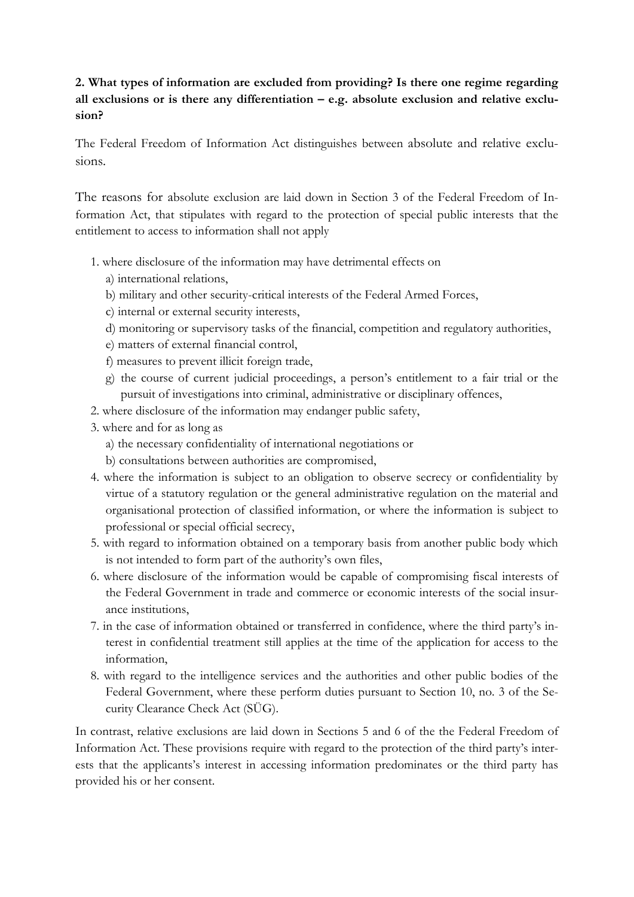**2. What types of information are excluded from providing? Is there one regime regarding all exclusions or is there any differentiation – e.g. absolute exclusion and relative exclusion?**

The Federal Freedom of Information Act distinguishes between absolute and relative exclusions.

The reasons for absolute exclusion are laid down in Section 3 of the Federal Freedom of Information Act, that stipulates with regard to the protection of special public interests that the entitlement to access to information shall not apply

1. where disclosure of the information may have detrimental effects on
   a) international relations,
   b) military and other security-critical interests of the Federal Armed Forces,
   c) internal or external security interests,
   d) monitoring or supervisory tasks of the financial, competition and regulatory authorities,
   e) matters of external financial control,
   f) measures to prevent illicit foreign trade,
   g) the course of current judicial proceedings, a person's entitlement to a fair trial or the pursuit of investigations into criminal, administrative or disciplinary offences,
2. where disclosure of the information may endanger public safety,
3. where and for as long as
   a) the necessary confidentiality of international negotiations or
   b) consultations between authorities are compromised,
4. where the information is subject to an obligation to observe secrecy or confidentiality by virtue of a statutory regulation or the general administrative regulation on the material and organisational protection of classified information, or where the information is subject to professional or special official secrecy,
5. with regard to information obtained on a temporary basis from another public body which is not intended to form part of the authority's own files,
6. where disclosure of the information would be capable of compromising fiscal interests of the Federal Government in trade and commerce or economic interests of the social insurance institutions,
7. in the case of information obtained or transferred in confidence, where the third party's interest in confidential treatment still applies at the time of the application for access to the information,
8. with regard to the intelligence services and the authorities and other public bodies of the Federal Government, where these perform duties pursuant to Section 10, no. 3 of the Security Clearance Check Act (SÜG).

In contrast, relative exclusions are laid down in Sections 5 and 6 of the the Federal Freedom of Information Act. These provisions require with regard to the protection of the third party's interests that the applicants's interest in accessing information predominates or the third party has provided his or her consent.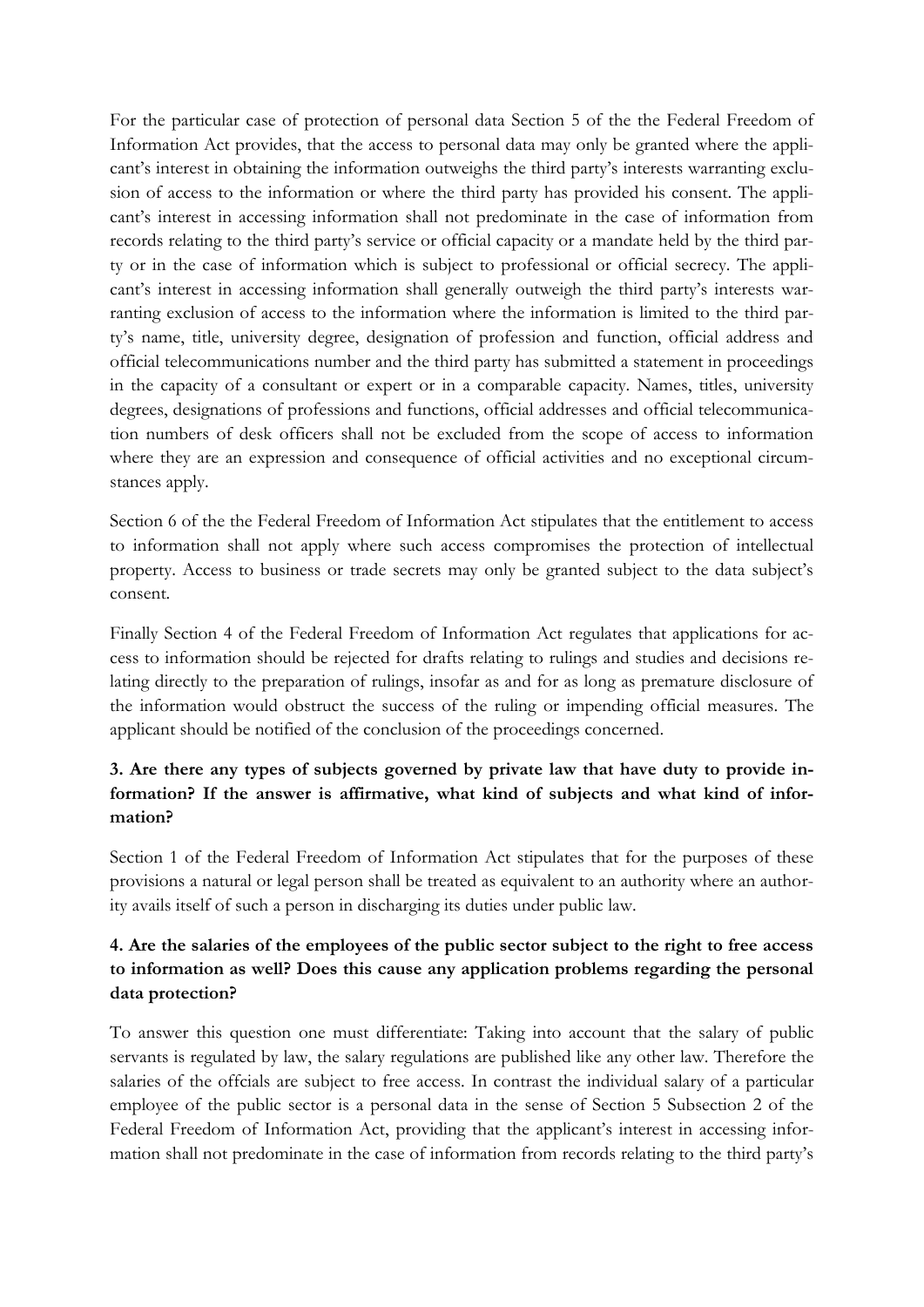For the particular case of protection of personal data Section 5 of the the Federal Freedom of Information Act provides, that the access to personal data may only be granted where the applicant's interest in obtaining the information outweighs the third party's interests warranting exclusion of access to the information or where the third party has provided his consent. The applicant's interest in accessing information shall not predominate in the case of information from records relating to the third party's service or official capacity or a mandate held by the third party or in the case of information which is subject to professional or official secrecy. The applicant's interest in accessing information shall generally outweigh the third party's interests warranting exclusion of access to the information where the information is limited to the third party's name, title, university degree, designation of profession and function, official address and official telecommunications number and the third party has submitted a statement in proceedings in the capacity of a consultant or expert or in a comparable capacity. Names, titles, university degrees, designations of professions and functions, official addresses and official telecommunication numbers of desk officers shall not be excluded from the scope of access to information where they are an expression and consequence of official activities and no exceptional circumstances apply.

Section 6 of the the Federal Freedom of Information Act stipulates that the entitlement to access to information shall not apply where such access compromises the protection of intellectual property. Access to business or trade secrets may only be granted subject to the data subject's consent.

Finally Section 4 of the Federal Freedom of Information Act regulates that applications for access to information should be rejected for drafts relating to rulings and studies and decisions relating directly to the preparation of rulings, insofar as and for as long as premature disclosure of the information would obstruct the success of the ruling or impending official measures. The applicant should be notified of the conclusion of the proceedings concerned.

**3. Are there any types of subjects governed by private law that have duty to provide information? If the answer is affirmative, what kind of subjects and what kind of information?**

Section 1 of the Federal Freedom of Information Act stipulates that for the purposes of these provisions a natural or legal person shall be treated as equivalent to an authority where an authority avails itself of such a person in discharging its duties under public law.

**4. Are the salaries of the employees of the public sector subject to the right to free access to information as well? Does this cause any application problems regarding the personal data protection?**

To answer this question one must differentiate: Taking into account that the salary of public servants is regulated by law, the salary regulations are published like any other law. Therefore the salaries of the offcials are subject to free access. In contrast the individual salary of a particular employee of the public sector is a personal data in the sense of Section 5 Subsection 2 of the Federal Freedom of Information Act, providing that the applicant's interest in accessing information shall not predominate in the case of information from records relating to the third party's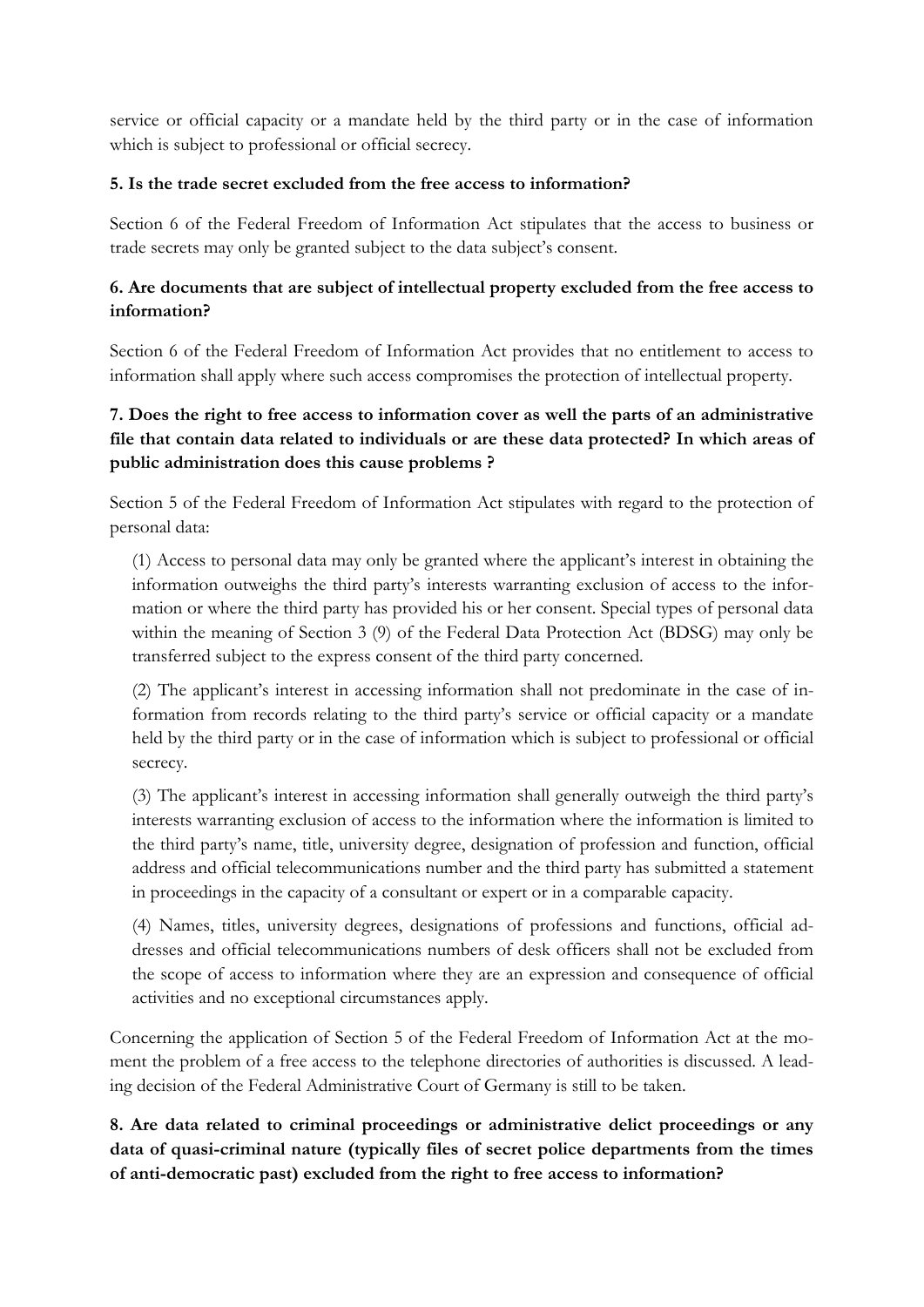service or official capacity or a mandate held by the third party or in the case of information which is subject to professional or official secrecy.

**5. Is the trade secret excluded from the free access to information?**

Section 6 of the Federal Freedom of Information Act stipulates that the access to business or trade secrets may only be granted subject to the data subject's consent.

**6. Are documents that are subject of intellectual property excluded from the free access to information?**

Section 6 of the Federal Freedom of Information Act provides that no entitlement to access to information shall apply where such access compromises the protection of intellectual property.

**7. Does the right to free access to information cover as well the parts of an administrative file that contain data related to individuals or are these data protected? In which areas of public administration does this cause problems ?**

Section 5 of the Federal Freedom of Information Act stipulates with regard to the protection of personal data:

> (1) Access to personal data may only be granted where the applicant's interest in obtaining the information outweighs the third party's interests warranting exclusion of access to the information or where the third party has provided his or her consent. Special types of personal data within the meaning of Section 3 (9) of the Federal Data Protection Act (BDSG) may only be transferred subject to the express consent of the third party concerned.
>
> (2) The applicant's interest in accessing information shall not predominate in the case of information from records relating to the third party's service or official capacity or a mandate held by the third party or in the case of information which is subject to professional or official secrecy.
>
> (3) The applicant's interest in accessing information shall generally outweigh the third party's interests warranting exclusion of access to the information where the information is limited to the third party's name, title, university degree, designation of profession and function, official address and official telecommunications number and the third party has submitted a statement in proceedings in the capacity of a consultant or expert or in a comparable capacity.
>
> (4) Names, titles, university degrees, designations of professions and functions, official addresses and official telecommunications numbers of desk officers shall not be excluded from the scope of access to information where they are an expression and consequence of official activities and no exceptional circumstances apply.

Concerning the application of Section 5 of the Federal Freedom of Information Act at the moment the problem of a free access to the telephone directories of authorities is discussed. A leading decision of the Federal Administrative Court of Germany is still to be taken.

**8. Are data related to criminal proceedings or administrative delict proceedings or any data of quasi-criminal nature (typically files of secret police departments from the times of anti-democratic past) excluded from the right to free access to information?**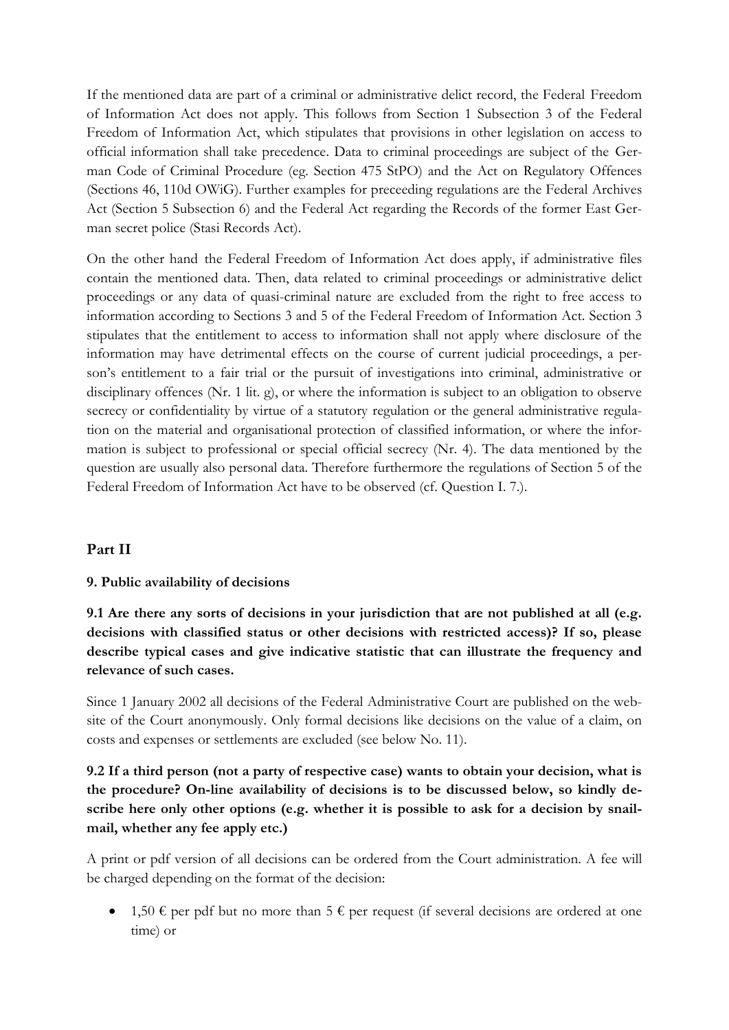If the mentioned data are part of a criminal or administrative delict record, the Federal Freedom of Information Act does not apply. This follows from Section 1 Subsection 3 of the Federal Freedom of Information Act, which stipulates that provisions in other legislation on access to official information shall take precedence. Data to criminal proceedings are subject of the German Code of Criminal Procedure (eg. Section 475 StPO) and the Act on Regulatory Offences (Sections 46, 110d OWiG). Further examples for preceeding regulations are the Federal Archives Act (Section 5 Subsection 6) and the Federal Act regarding the Records of the former East German secret police (Stasi Records Act).

On the other hand the Federal Freedom of Information Act does apply, if administrative files contain the mentioned data. Then, data related to criminal proceedings or administrative delict proceedings or any data of quasi-criminal nature are excluded from the right to free access to information according to Sections 3 and 5 of the Federal Freedom of Information Act. Section 3 stipulates that the entitlement to access to information shall not apply where disclosure of the information may have detrimental effects on the course of current judicial proceedings, a person's entitlement to a fair trial or the pursuit of investigations into criminal, administrative or disciplinary offences (Nr. 1 lit. g), or where the information is subject to an obligation to observe secrecy or confidentiality by virtue of a statutory regulation or the general administrative regulation on the material and organisational protection of classified information, or where the information is subject to professional or special official secrecy (Nr. 4). The data mentioned by the question are usually also personal data. Therefore furthermore the regulations of Section 5 of the Federal Freedom of Information Act have to be observed (cf. Question I. 7.).

## Part II

### 9. Public availability of decisions

**9.1 Are there any sorts of decisions in your jurisdiction that are not published at all (e.g. decisions with classified status or other decisions with restricted access)? If so, please describe typical cases and give indicative statistic that can illustrate the frequency and relevance of such cases.**

Since 1 January 2002 all decisions of the Federal Administrative Court are published on the website of the Court anonymously. Only formal decisions like decisions on the value of a claim, on costs and expenses or settlements are excluded (see below No. 11).

**9.2 If a third person (not a party of respective case) wants to obtain your decision, what is the procedure? On-line availability of decisions is to be discussed below, so kindly describe here only other options (e.g. whether it is possible to ask for a decision by snail-mail, whether any fee apply etc.)**

A print or pdf version of all decisions can be ordered from the Court administration. A fee will be charged depending on the format of the decision:

- 1,50 € per pdf but no more than 5 € per request (if several decisions are ordered at one time) or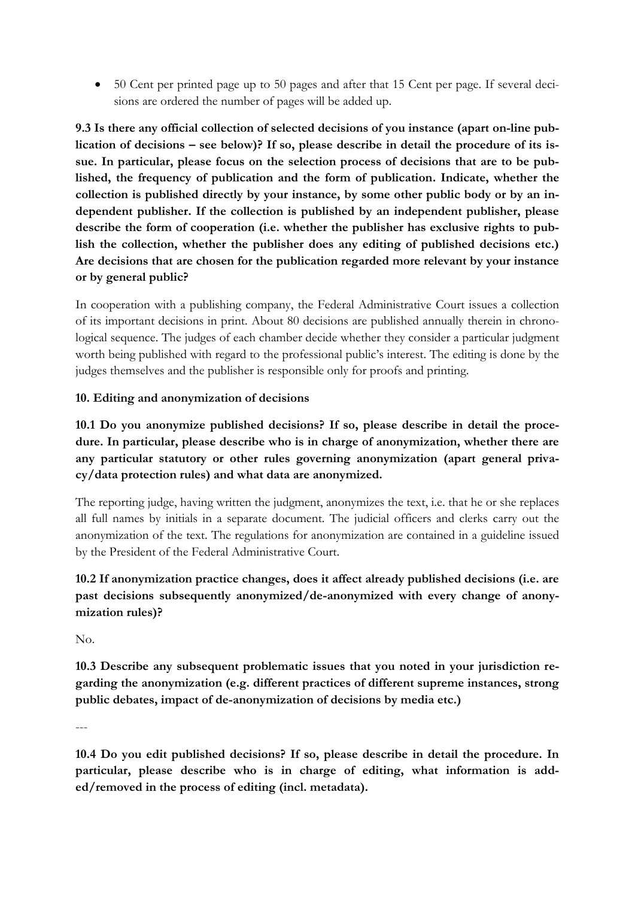- 50 Cent per printed page up to 50 pages and after that 15 Cent per page. If several decisions are ordered the number of pages will be added up.

**9.3 Is there any official collection of selected decisions of you instance (apart on-line publication of decisions – see below)? If so, please describe in detail the procedure of its issue. In particular, please focus on the selection process of decisions that are to be published, the frequency of publication and the form of publication. Indicate, whether the collection is published directly by your instance, by some other public body or by an independent publisher. If the collection is published by an independent publisher, please describe the form of cooperation (i.e. whether the publisher has exclusive rights to publish the collection, whether the publisher does any editing of published decisions etc.) Are decisions that are chosen for the publication regarded more relevant by your instance or by general public?**

In cooperation with a publishing company, the Federal Administrative Court issues a collection of its important decisions in print. About 80 decisions are published annually therein in chronological sequence. The judges of each chamber decide whether they consider a particular judgment worth being published with regard to the professional public's interest. The editing is done by the judges themselves and the publisher is responsible only for proofs and printing.

**10. Editing and anonymization of decisions**

**10.1 Do you anonymize published decisions? If so, please describe in detail the procedure. In particular, please describe who is in charge of anonymization, whether there are any particular statutory or other rules governing anonymization (apart general privacy/data protection rules) and what data are anonymized.**

The reporting judge, having written the judgment, anonymizes the text, i.e. that he or she replaces all full names by initials in a separate document. The judicial officers and clerks carry out the anonymization of the text. The regulations for anonymization are contained in a guideline issued by the President of the Federal Administrative Court.

**10.2 If anonymization practice changes, does it affect already published decisions (i.e. are past decisions subsequently anonymized/de-anonymized with every change of anonymization rules)?**

No.

**10.3 Describe any subsequent problematic issues that you noted in your jurisdiction regarding the anonymization (e.g. different practices of different supreme instances, strong public debates, impact of de-anonymization of decisions by media etc.)**

---

**10.4 Do you edit published decisions? If so, please describe in detail the procedure. In particular, please describe who is in charge of editing, what information is added/removed in the process of editing (incl. metadata).**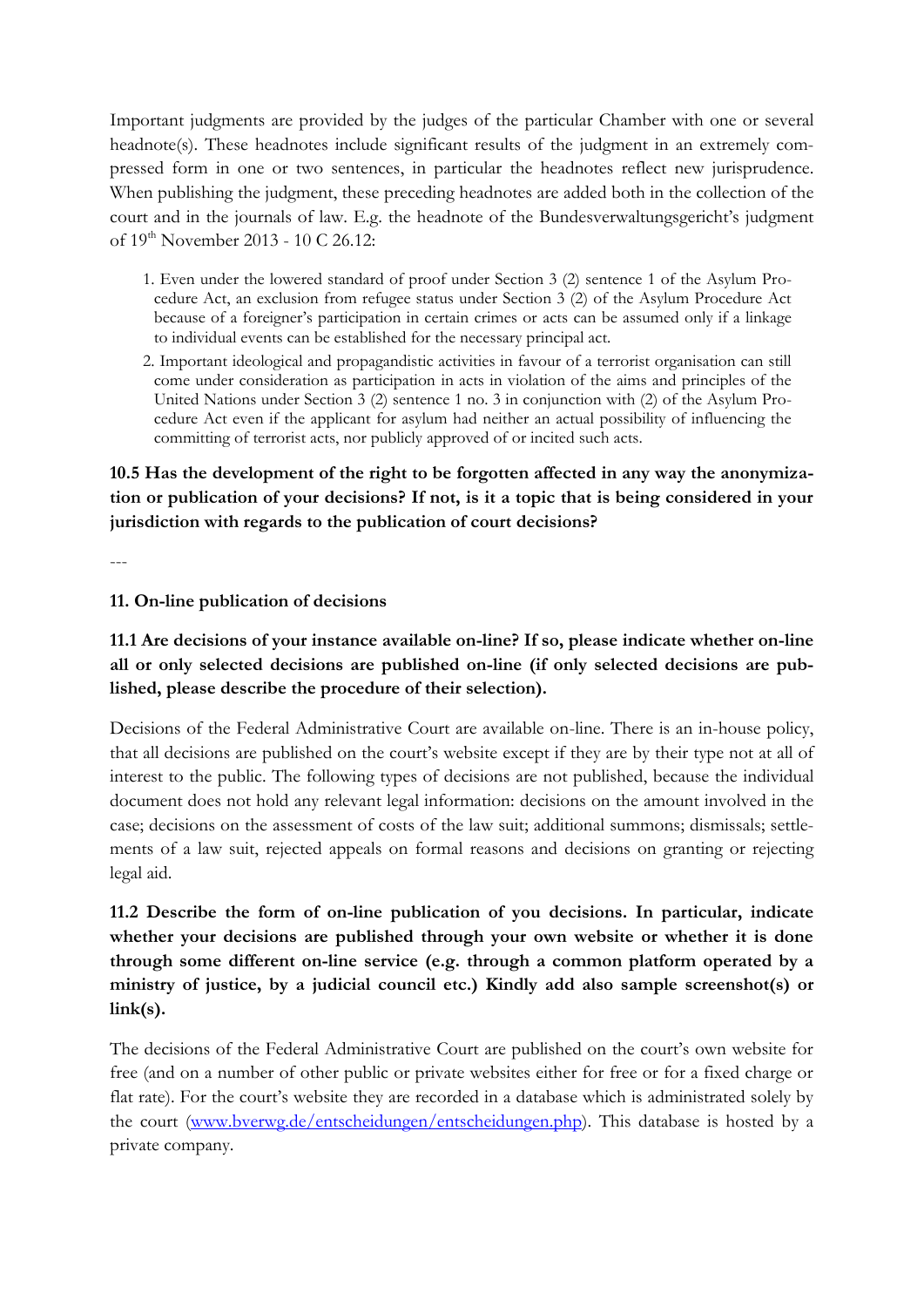Important judgments are provided by the judges of the particular Chamber with one or several headnote(s). These headnotes include significant results of the judgment in an extremely compressed form in one or two sentences, in particular the headnotes reflect new jurisprudence. When publishing the judgment, these preceding headnotes are added both in the collection of the court and in the journals of law. E.g. the headnote of the Bundesverwaltungsgericht's judgment of 19th November 2013 - 10 C 26.12:

1. Even under the lowered standard of proof under Section 3 (2) sentence 1 of the Asylum Procedure Act, an exclusion from refugee status under Section 3 (2) of the Asylum Procedure Act because of a foreigner's participation in certain crimes or acts can be assumed only if a linkage to individual events can be established for the necessary principal act.
2. Important ideological and propagandistic activities in favour of a terrorist organisation can still come under consideration as participation in acts in violation of the aims and principles of the United Nations under Section 3 (2) sentence 1 no. 3 in conjunction with (2) of the Asylum Procedure Act even if the applicant for asylum had neither an actual possibility of influencing the committing of terrorist acts, nor publicly approved of or incited such acts.

**10.5 Has the development of the right to be forgotten affected in any way the anonymization or publication of your decisions? If not, is it a topic that is being considered in your jurisdiction with regards to the publication of court decisions?**

---

## 11. On-line publication of decisions

**11.1 Are decisions of your instance available on-line? If so, please indicate whether on-line all or only selected decisions are published on-line (if only selected decisions are published, please describe the procedure of their selection).**

Decisions of the Federal Administrative Court are available on-line. There is an in-house policy, that all decisions are published on the court's website except if they are by their type not at all of interest to the public. The following types of decisions are not published, because the individual document does not hold any relevant legal information: decisions on the amount involved in the case; decisions on the assessment of costs of the law suit; additional summons; dismissals; settlements of a law suit, rejected appeals on formal reasons and decisions on granting or rejecting legal aid.

**11.2 Describe the form of on-line publication of you decisions. In particular, indicate whether your decisions are published through your own website or whether it is done through some different on-line service (e.g. through a common platform operated by a ministry of justice, by a judicial council etc.) Kindly add also sample screenshot(s) or link(s).**

The decisions of the Federal Administrative Court are published on the court's own website for free (and on a number of other public or private websites either for free or for a fixed charge or flat rate). For the court's website they are recorded in a database which is administrated solely by the court (www.bverwg.de/entscheidungen/entscheidungen.php). This database is hosted by a private company.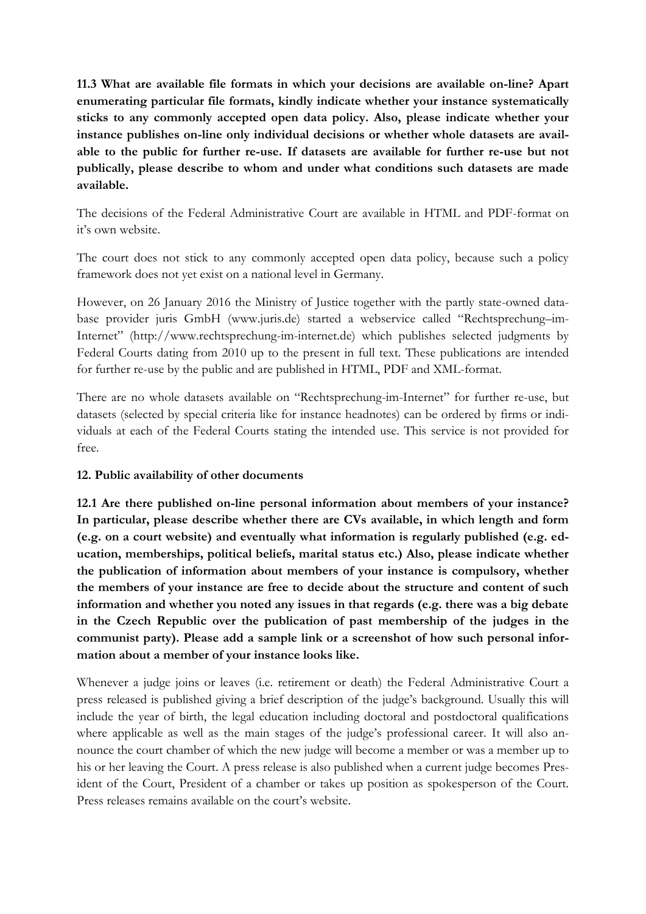**11.3 What are available file formats in which your decisions are available on-line? Apart enumerating particular file formats, kindly indicate whether your instance systematically sticks to any commonly accepted open data policy. Also, please indicate whether your instance publishes on-line only individual decisions or whether whole datasets are available to the public for further re-use. If datasets are available for further re-use but not publically, please describe to whom and under what conditions such datasets are made available.**

The decisions of the Federal Administrative Court are available in HTML and PDF-format on it's own website.

The court does not stick to any commonly accepted open data policy, because such a policy framework does not yet exist on a national level in Germany.

However, on 26 January 2016 the Ministry of Justice together with the partly state-owned database provider juris GmbH (www.juris.de) started a webservice called "Rechtsprechung–im-Internet" (http://www.rechtsprechung-im-internet.de) which publishes selected judgments by Federal Courts dating from 2010 up to the present in full text. These publications are intended for further re-use by the public and are published in HTML, PDF and XML-format.

There are no whole datasets available on "Rechtsprechung-im-Internet" for further re-use, but datasets (selected by special criteria like for instance headnotes) can be ordered by firms or individuals at each of the Federal Courts stating the intended use. This service is not provided for free.

## 12. Public availability of other documents

**12.1 Are there published on-line personal information about members of your instance? In particular, please describe whether there are CVs available, in which length and form (e.g. on a court website) and eventually what information is regularly published (e.g. education, memberships, political beliefs, marital status etc.) Also, please indicate whether the publication of information about members of your instance is compulsory, whether the members of your instance are free to decide about the structure and content of such information and whether you noted any issues in that regards (e.g. there was a big debate in the Czech Republic over the publication of past membership of the judges in the communist party). Please add a sample link or a screenshot of how such personal information about a member of your instance looks like.**

Whenever a judge joins or leaves (i.e. retirement or death) the Federal Administrative Court a press released is published giving a brief description of the judge's background. Usually this will include the year of birth, the legal education including doctoral and postdoctoral qualifications where applicable as well as the main stages of the judge's professional career. It will also announce the court chamber of which the new judge will become a member or was a member up to his or her leaving the Court. A press release is also published when a current judge becomes President of the Court, President of a chamber or takes up position as spokesperson of the Court. Press releases remains available on the court's website.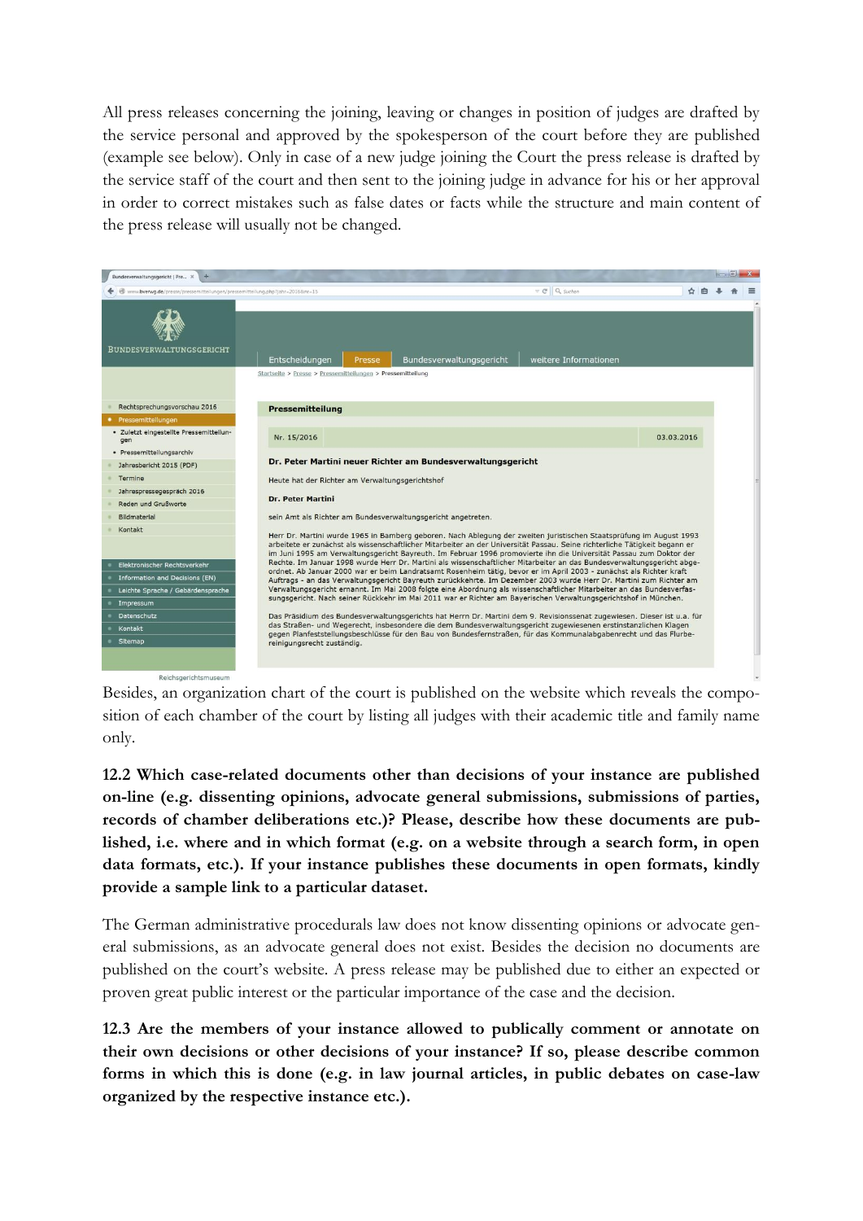All press releases concerning the joining, leaving or changes in position of judges are drafted by the service personal and approved by the spokesperson of the court before they are published (example see below). Only in case of a new judge joining the Court the press release is drafted by the service staff of the court and then sent to the joining judge in advance for his or her approval in order to correct mistakes such as false dates or facts while the structure and main content of the press release will usually not be changed.

> **BUNDESVERWALTUNGSGERICHT**
>
> Entscheidungen | Presse | Bundesverwaltungsgericht | weitere Informationen
>
> Startseite > Presse > Pressemitteilungen > Pressemitteilung
>
> **Pressemitteilung**
>
> Nr. 15/2016 — 03.03.2016
>
> **Dr. Peter Martini neuer Richter am Bundesverwaltungsgericht**
>
> Heute hat der Richter am Verwaltungsgerichtshof
>
> **Dr. Peter Martini**
>
> sein Amt als Richter am Bundesverwaltungsgericht angetreten.
>
> Herr Dr. Martini wurde 1965 in Bamberg geboren. Nach Ablegung der zweiten juristischen Staatsprüfung im August 1993 arbeitete er zunächst als wissenschaftlicher Mitarbeiter an der Universität Passau. Seine richterliche Tätigkeit begann er im Juni 1995 am Verwaltungsgericht Bayreuth. Im Februar 1996 promovierte ihn die Universität Passau zum Doktor der Rechte. Im Januar 1998 wurde Herr Dr. Martini als wissenschaftlicher Mitarbeiter an das Bundesverwaltungsgericht abgeordnet. Ab Januar 2000 war er beim Landratsamt Rosenheim tätig, bevor er im April 2003 - zunächst als Richter kraft Auftrags - an das Verwaltungsgericht Bayreuth zurückkehrte. Im Dezember 2003 wurde Herr Dr. Martini zum Richter am Verwaltungsgericht ernannt. Im Mai 2008 folgte eine Abordnung als wissenschaftlicher Mitarbeiter an das Bundesverfassungsgericht. Nach seiner Rückkehr im Mai 2011 war er Richter am Bayerischen Verwaltungsgerichtshof in München.
>
> Das Präsidium des Bundesverwaltungsgerichts hat Herrn Dr. Martini dem 9. Revisionssenat zugewiesen. Dieser ist u.a. für das Straßen- und Wegerecht, insbesondere die dem Bundesverwaltungsgericht zugewiesenen erstinstanzlichen Klagen gegen Planfeststellungsbeschlüsse für den Bau von Bundesfernstraßen, für das Kommunalabgabenrecht und das Flurbereinigungsrecht zuständig.

Besides, an organization chart of the court is published on the website which reveals the composition of each chamber of the court by listing all judges with their academic title and family name only.

**12.2 Which case-related documents other than decisions of your instance are published on-line (e.g. dissenting opinions, advocate general submissions, submissions of parties, records of chamber deliberations etc.)? Please, describe how these documents are published, i.e. where and in which format (e.g. on a website through a search form, in open data formats, etc.). If your instance publishes these documents in open formats, kindly provide a sample link to a particular dataset.**

The German administrative procedurals law does not know dissenting opinions or advocate general submissions, as an advocate general does not exist. Besides the decision no documents are published on the court's website. A press release may be published due to either an expected or proven great public interest or the particular importance of the case and the decision.

**12.3 Are the members of your instance allowed to publically comment or annotate on their own decisions or other decisions of your instance? If so, please describe common forms in which this is done (e.g. in law journal articles, in public debates on case-law organized by the respective instance etc.).**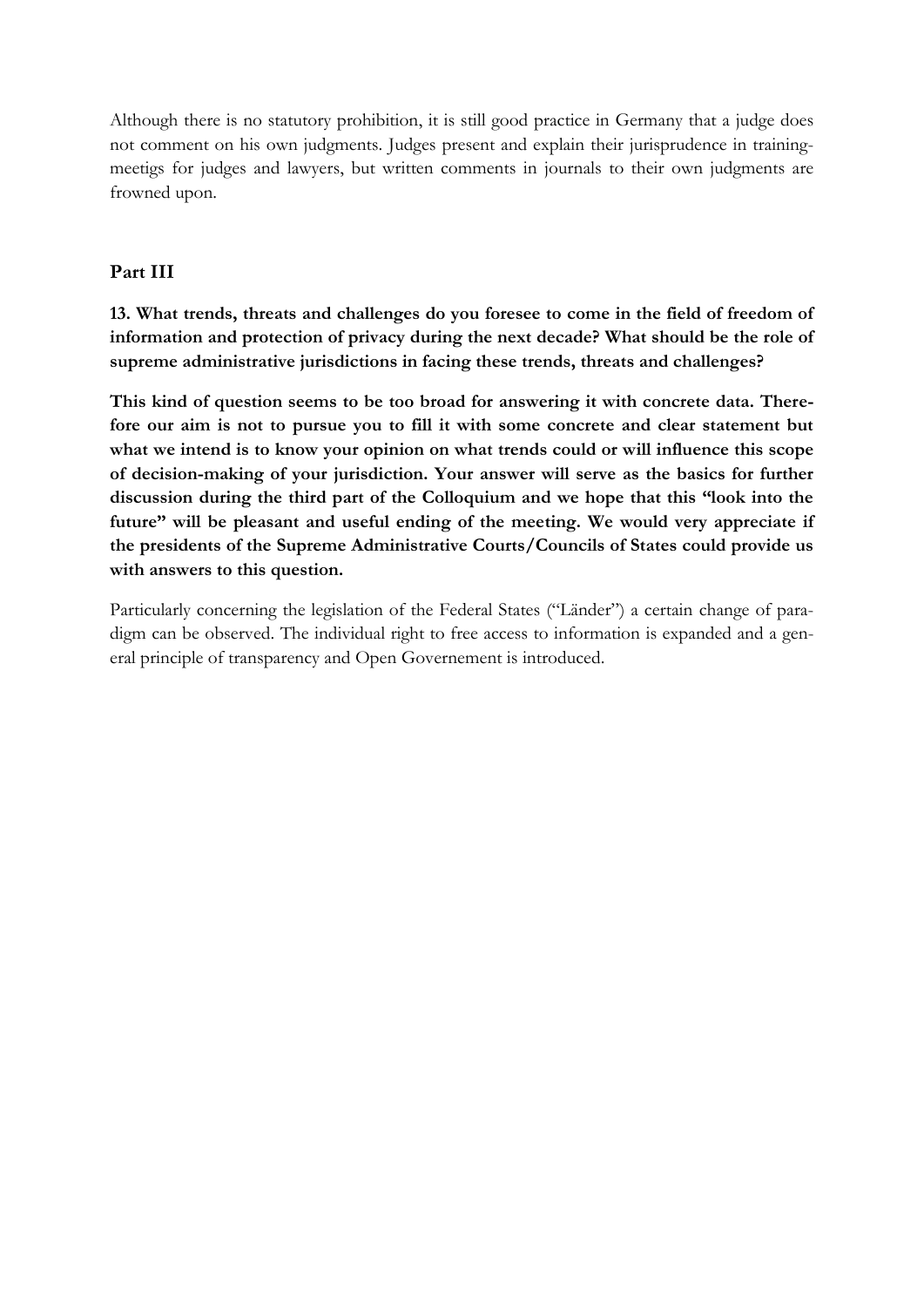Although there is no statutory prohibition, it is still good practice in Germany that a judge does not comment on his own judgments. Judges present and explain their jurisprudence in training-meetigs for judges and lawyers, but written comments in journals to their own judgments are frowned upon.

## Part III

**13. What trends, threats and challenges do you foresee to come in the field of freedom of information and protection of privacy during the next decade? What should be the role of supreme administrative jurisdictions in facing these trends, threats and challenges?**

**This kind of question seems to be too broad for answering it with concrete data. Therefore our aim is not to pursue you to fill it with some concrete and clear statement but what we intend is to know your opinion on what trends could or will influence this scope of decision-making of your jurisdiction. Your answer will serve as the basics for further discussion during the third part of the Colloquium and we hope that this "look into the future" will be pleasant and useful ending of the meeting. We would very appreciate if the presidents of the Supreme Administrative Courts/Councils of States could provide us with answers to this question.**

Particularly concerning the legislation of the Federal States ("Länder") a certain change of paradigm can be observed. The individual right to free access to information is expanded and a general principle of transparency and Open Governement is introduced.